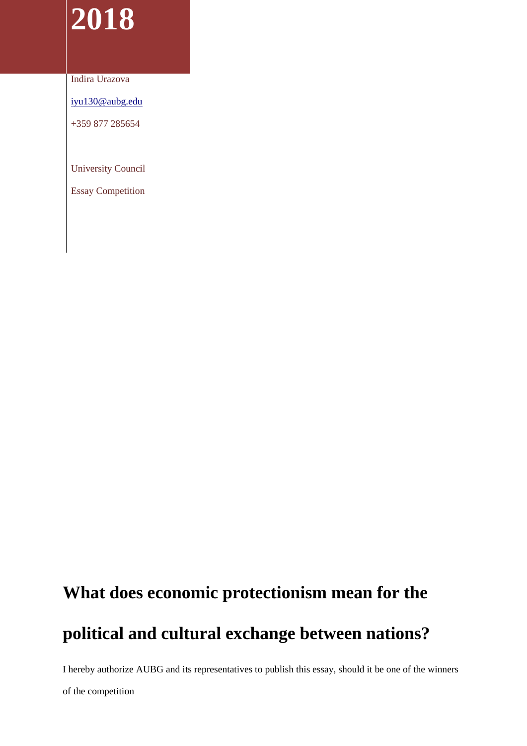**2018**

Indira Urazova

iyu130@aubg.edu

+359 877 285654

University Council

Essay Competition

# What does economic protectionism mean for the political and cultural exchange between nations?

I hereby authorize AUBG and its representatives to publish this essay, should it be one of the winners of the competition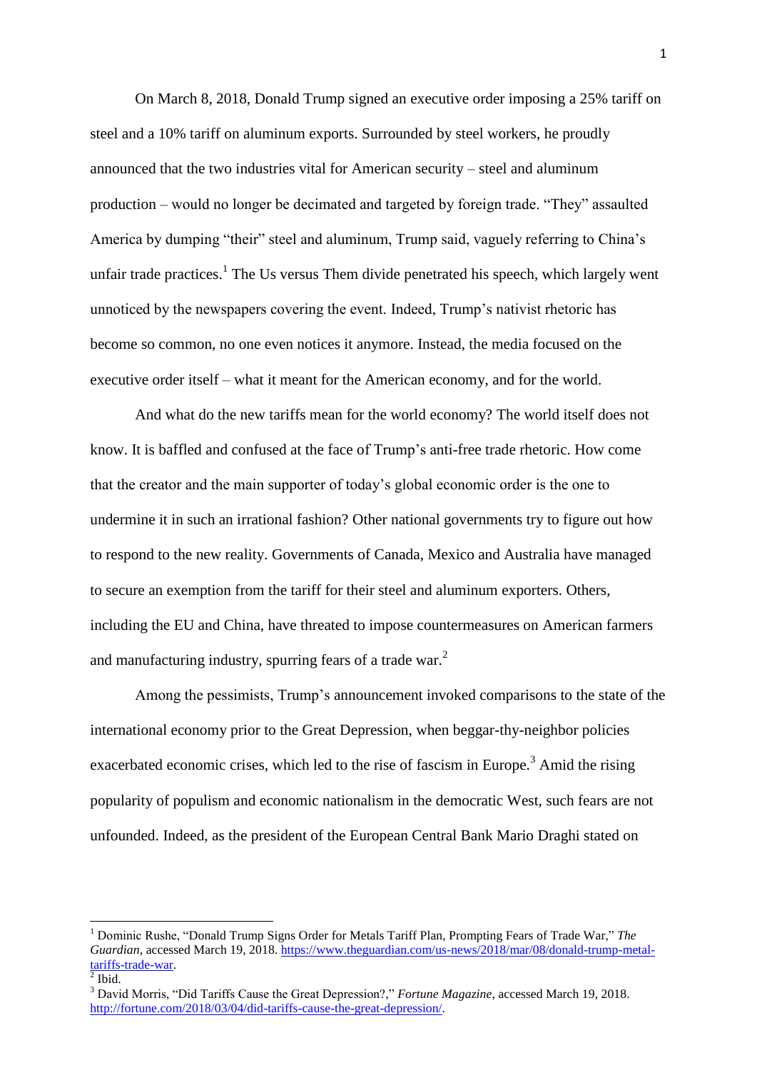On March 8, 2018, Donald Trump signed an executive order imposing a 25% tariff on steel and a 10% tariff on aluminum exports. Surrounded by steel workers, he proudly announced that the two industries vital for American security – steel and aluminum production – would no longer be decimated and targeted by foreign trade. "They" assaulted America by dumping "their" steel and aluminum, Trump said, vaguely referring to China's unfair trade practices.[1] The Us versus Them divide penetrated his speech, which largely went unnoticed by the newspapers covering the event. Indeed, Trump's nativist rhetoric has become so common, no one even notices it anymore. Instead, the media focused on the executive order itself – what it meant for the American economy, and for the world.

And what do the new tariffs mean for the world economy? The world itself does not know. It is baffled and confused at the face of Trump's anti-free trade rhetoric. How come that the creator and the main supporter of today's global economic order is the one to undermine it in such an irrational fashion? Other national governments try to figure out how to respond to the new reality. Governments of Canada, Mexico and Australia have managed to secure an exemption from the tariff for their steel and aluminum exporters. Others, including the EU and China, have threated to impose countermeasures on American farmers and manufacturing industry, spurring fears of a trade war.[2]

Among the pessimists, Trump's announcement invoked comparisons to the state of the international economy prior to the Great Depression, when beggar-thy-neighbor policies exacerbated economic crises, which led to the rise of fascism in Europe.[3] Amid the rising popularity of populism and economic nationalism in the democratic West, such fears are not unfounded. Indeed, as the president of the European Central Bank Mario Draghi stated on

---

[1] Dominic Rushe, "Donald Trump Signs Order for Metals Tariff Plan, Prompting Fears of Trade War," *The Guardian*, accessed March 19, 2018. https://www.theguardian.com/us-news/2018/mar/08/donald-trump-metal-tariffs-trade-war.

[2] Ibid.

[3] David Morris, "Did Tariffs Cause the Great Depression?," *Fortune Magazine*, accessed March 19, 2018. http://fortune.com/2018/03/04/did-tariffs-cause-the-great-depression/.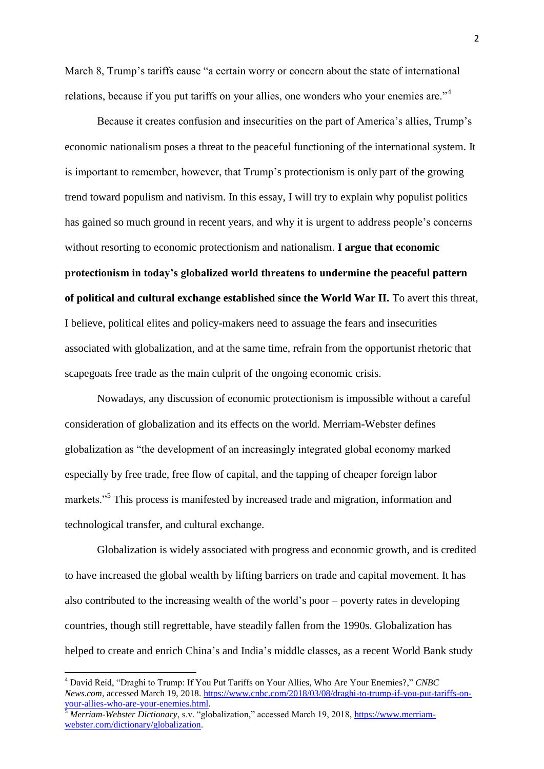March 8, Trump's tariffs cause "a certain worry or concern about the state of international relations, because if you put tariffs on your allies, one wonders who your enemies are."[4]

Because it creates confusion and insecurities on the part of America's allies, Trump's economic nationalism poses a threat to the peaceful functioning of the international system. It is important to remember, however, that Trump's protectionism is only part of the growing trend toward populism and nativism. In this essay, I will try to explain why populist politics has gained so much ground in recent years, and why it is urgent to address people's concerns without resorting to economic protectionism and nationalism. **I argue that economic protectionism in today's globalized world threatens to undermine the peaceful pattern of political and cultural exchange established since the World War II.** To avert this threat, I believe, political elites and policy-makers need to assuage the fears and insecurities associated with globalization, and at the same time, refrain from the opportunist rhetoric that scapegoats free trade as the main culprit of the ongoing economic crisis.

Nowadays, any discussion of economic protectionism is impossible without a careful consideration of globalization and its effects on the world. Merriam-Webster defines globalization as "the development of an increasingly integrated global economy marked especially by free trade, free flow of capital, and the tapping of cheaper foreign labor markets."[5] This process is manifested by increased trade and migration, information and technological transfer, and cultural exchange.

Globalization is widely associated with progress and economic growth, and is credited to have increased the global wealth by lifting barriers on trade and capital movement. It has also contributed to the increasing wealth of the world's poor – poverty rates in developing countries, though still regrettable, have steadily fallen from the 1990s. Globalization has helped to create and enrich China's and India's middle classes, as a recent World Bank study

---

[4] David Reid, "Draghi to Trump: If You Put Tariffs on Your Allies, Who Are Your Enemies?," *CNBC News.com*, accessed March 19, 2018. https://www.cnbc.com/2018/03/08/draghi-to-trump-if-you-put-tariffs-on-your-allies-who-are-your-enemies.html.

[5] *Merriam-Webster Dictionary*, s.v. "globalization," accessed March 19, 2018, https://www.merriam-webster.com/dictionary/globalization.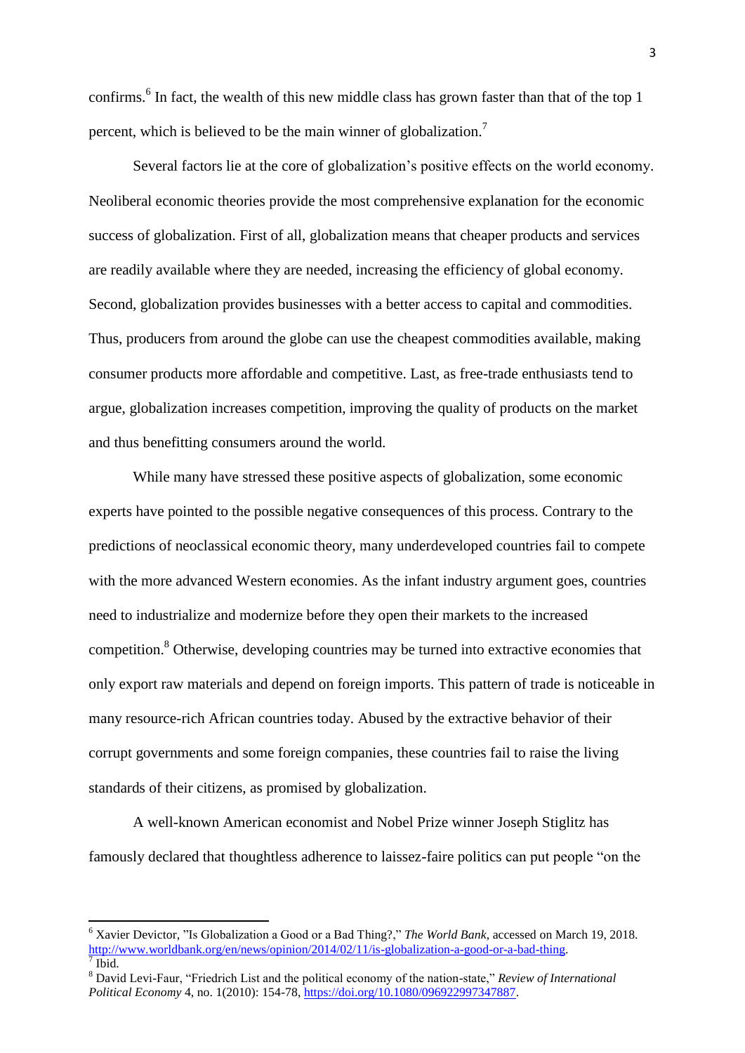confirms.[6] In fact, the wealth of this new middle class has grown faster than that of the top 1 percent, which is believed to be the main winner of globalization.[7]

Several factors lie at the core of globalization's positive effects on the world economy. Neoliberal economic theories provide the most comprehensive explanation for the economic success of globalization. First of all, globalization means that cheaper products and services are readily available where they are needed, increasing the efficiency of global economy. Second, globalization provides businesses with a better access to capital and commodities. Thus, producers from around the globe can use the cheapest commodities available, making consumer products more affordable and competitive. Last, as free-trade enthusiasts tend to argue, globalization increases competition, improving the quality of products on the market and thus benefitting consumers around the world.

While many have stressed these positive aspects of globalization, some economic experts have pointed to the possible negative consequences of this process. Contrary to the predictions of neoclassical economic theory, many underdeveloped countries fail to compete with the more advanced Western economies. As the infant industry argument goes, countries need to industrialize and modernize before they open their markets to the increased competition.[8] Otherwise, developing countries may be turned into extractive economies that only export raw materials and depend on foreign imports. This pattern of trade is noticeable in many resource-rich African countries today. Abused by the extractive behavior of their corrupt governments and some foreign companies, these countries fail to raise the living standards of their citizens, as promised by globalization.

A well-known American economist and Nobel Prize winner Joseph Stiglitz has famously declared that thoughtless adherence to laissez-faire politics can put people "on the

---

[6] Xavier Devictor, "Is Globalization a Good or a Bad Thing?," *The World Bank*, accessed on March 19, 2018. http://www.worldbank.org/en/news/opinion/2014/02/11/is-globalization-a-good-or-a-bad-thing.

[7] Ibid.

[8] David Levi-Faur, "Friedrich List and the political economy of the nation-state," *Review of International Political Economy* 4, no. 1(2010): 154-78, https://doi.org/10.1080/096922997347887.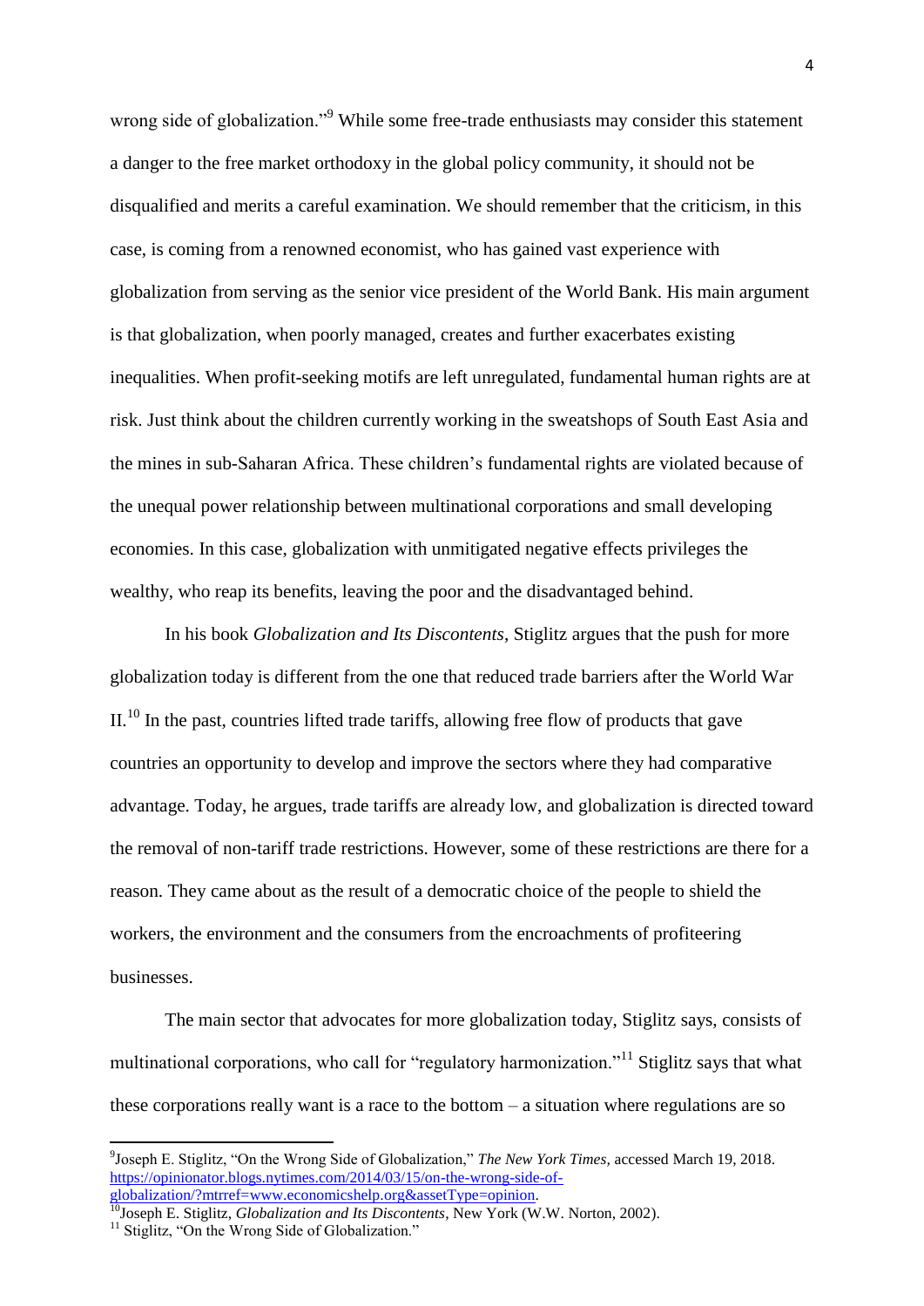wrong side of globalization."[9] While some free-trade enthusiasts may consider this statement a danger to the free market orthodoxy in the global policy community, it should not be disqualified and merits a careful examination. We should remember that the criticism, in this case, is coming from a renowned economist, who has gained vast experience with globalization from serving as the senior vice president of the World Bank. His main argument is that globalization, when poorly managed, creates and further exacerbates existing inequalities. When profit-seeking motifs are left unregulated, fundamental human rights are at risk. Just think about the children currently working in the sweatshops of South East Asia and the mines in sub-Saharan Africa. These children's fundamental rights are violated because of the unequal power relationship between multinational corporations and small developing economies. In this case, globalization with unmitigated negative effects privileges the wealthy, who reap its benefits, leaving the poor and the disadvantaged behind.

In his book *Globalization and Its Discontents*, Stiglitz argues that the push for more globalization today is different from the one that reduced trade barriers after the World War II.[10] In the past, countries lifted trade tariffs, allowing free flow of products that gave countries an opportunity to develop and improve the sectors where they had comparative advantage. Today, he argues, trade tariffs are already low, and globalization is directed toward the removal of non-tariff trade restrictions. However, some of these restrictions are there for a reason. They came about as the result of a democratic choice of the people to shield the workers, the environment and the consumers from the encroachments of profiteering businesses.

The main sector that advocates for more globalization today, Stiglitz says, consists of multinational corporations, who call for "regulatory harmonization."[11] Stiglitz says that what these corporations really want is a race to the bottom – a situation where regulations are so

---

[9] Joseph E. Stiglitz, "On the Wrong Side of Globalization," *The New York Times,* accessed March 19, 2018. https://opinionator.blogs.nytimes.com/2014/03/15/on-the-wrong-side-of-globalization/?mtrref=www.economicshelp.org&assetType=opinion.

[10] Joseph E. Stiglitz, *Globalization and Its Discontents*, New York (W.W. Norton, 2002).

[11] Stiglitz, "On the Wrong Side of Globalization."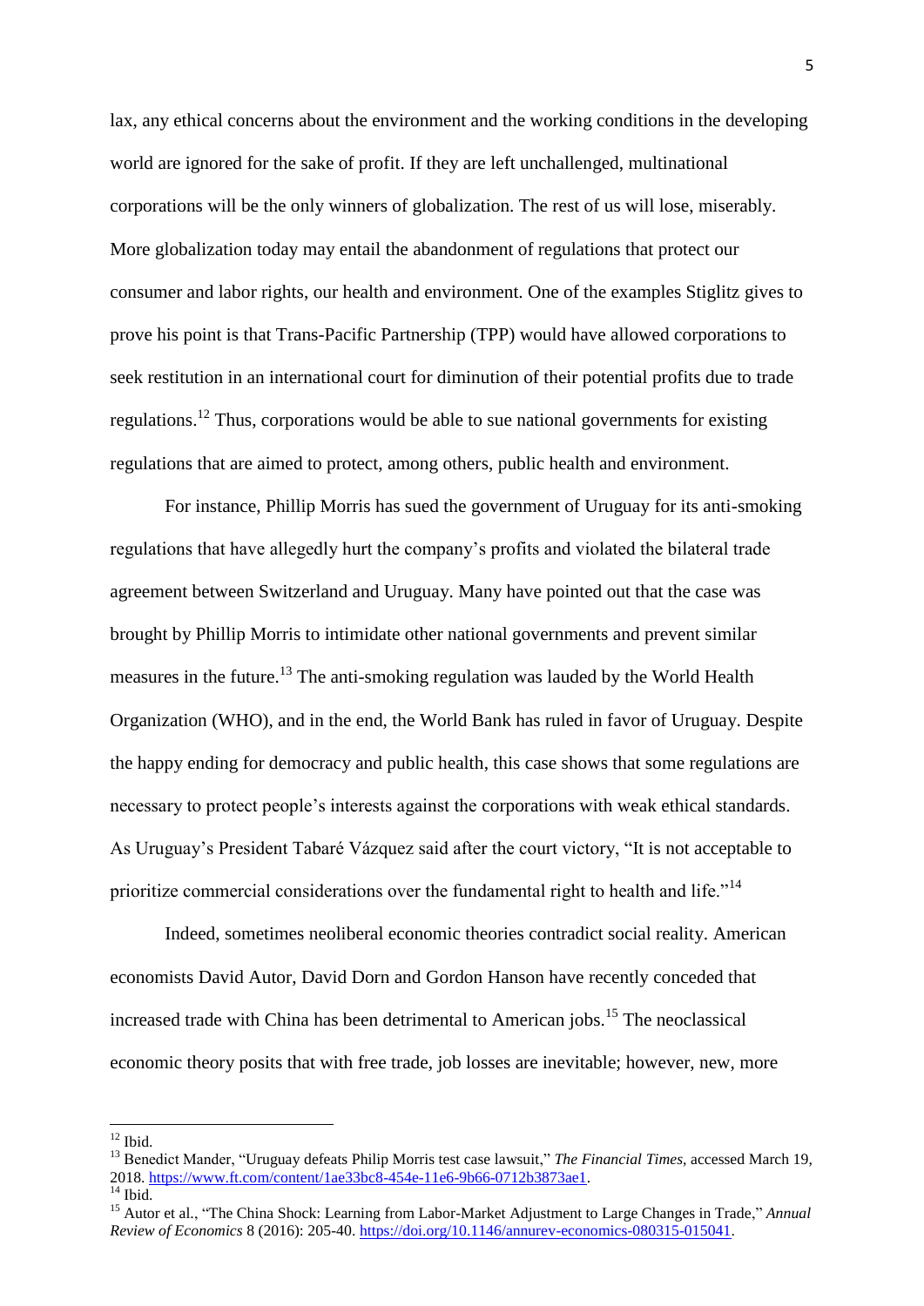lax, any ethical concerns about the environment and the working conditions in the developing world are ignored for the sake of profit. If they are left unchallenged, multinational corporations will be the only winners of globalization. The rest of us will lose, miserably. More globalization today may entail the abandonment of regulations that protect our consumer and labor rights, our health and environment. One of the examples Stiglitz gives to prove his point is that Trans-Pacific Partnership (TPP) would have allowed corporations to seek restitution in an international court for diminution of their potential profits due to trade regulations.[12] Thus, corporations would be able to sue national governments for existing regulations that are aimed to protect, among others, public health and environment.

For instance, Phillip Morris has sued the government of Uruguay for its anti-smoking regulations that have allegedly hurt the company's profits and violated the bilateral trade agreement between Switzerland and Uruguay. Many have pointed out that the case was brought by Phillip Morris to intimidate other national governments and prevent similar measures in the future.[13] The anti-smoking regulation was lauded by the World Health Organization (WHO), and in the end, the World Bank has ruled in favor of Uruguay. Despite the happy ending for democracy and public health, this case shows that some regulations are necessary to protect people's interests against the corporations with weak ethical standards. As Uruguay's President Tabaré Vázquez said after the court victory, "It is not acceptable to prioritize commercial considerations over the fundamental right to health and life."[14]

Indeed, sometimes neoliberal economic theories contradict social reality. American economists David Autor, David Dorn and Gordon Hanson have recently conceded that increased trade with China has been detrimental to American jobs.[15] The neoclassical economic theory posits that with free trade, job losses are inevitable; however, new, more

---

[12] Ibid.

[13] Benedict Mander, "Uruguay defeats Philip Morris test case lawsuit," *The Financial Times,* accessed March 19, 2018. https://www.ft.com/content/1ae33bc8-454e-11e6-9b66-0712b3873ae1.

[14] Ibid.

[15] Autor et al., "The China Shock: Learning from Labor-Market Adjustment to Large Changes in Trade," *Annual Review of Economics* 8 (2016): 205-40. https://doi.org/10.1146/annurev-economics-080315-015041.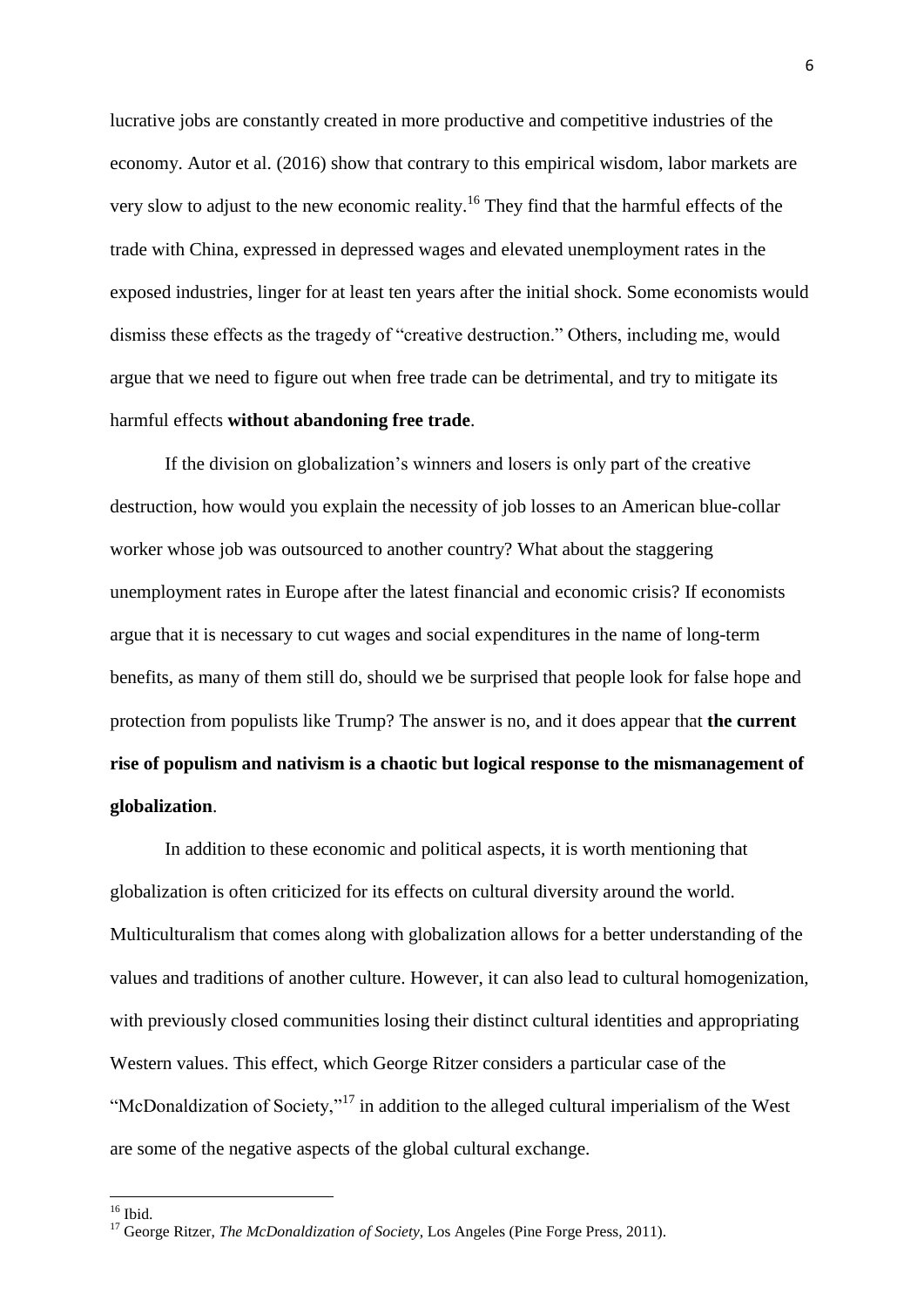lucrative jobs are constantly created in more productive and competitive industries of the economy. Autor et al. (2016) show that contrary to this empirical wisdom, labor markets are very slow to adjust to the new economic reality.[16] They find that the harmful effects of the trade with China, expressed in depressed wages and elevated unemployment rates in the exposed industries, linger for at least ten years after the initial shock. Some economists would dismiss these effects as the tragedy of "creative destruction." Others, including me, would argue that we need to figure out when free trade can be detrimental, and try to mitigate its harmful effects **without abandoning free trade**.

If the division on globalization's winners and losers is only part of the creative destruction, how would you explain the necessity of job losses to an American blue-collar worker whose job was outsourced to another country? What about the staggering unemployment rates in Europe after the latest financial and economic crisis? If economists argue that it is necessary to cut wages and social expenditures in the name of long-term benefits, as many of them still do, should we be surprised that people look for false hope and protection from populists like Trump? The answer is no, and it does appear that **the current rise of populism and nativism is a chaotic but logical response to the mismanagement of globalization**.

In addition to these economic and political aspects, it is worth mentioning that globalization is often criticized for its effects on cultural diversity around the world. Multiculturalism that comes along with globalization allows for a better understanding of the values and traditions of another culture. However, it can also lead to cultural homogenization, with previously closed communities losing their distinct cultural identities and appropriating Western values. This effect, which George Ritzer considers a particular case of the "McDonaldization of Society,"[17] in addition to the alleged cultural imperialism of the West are some of the negative aspects of the global cultural exchange.

---

[16] Ibid.

[17] George Ritzer, *The McDonaldization of Society*, Los Angeles (Pine Forge Press, 2011).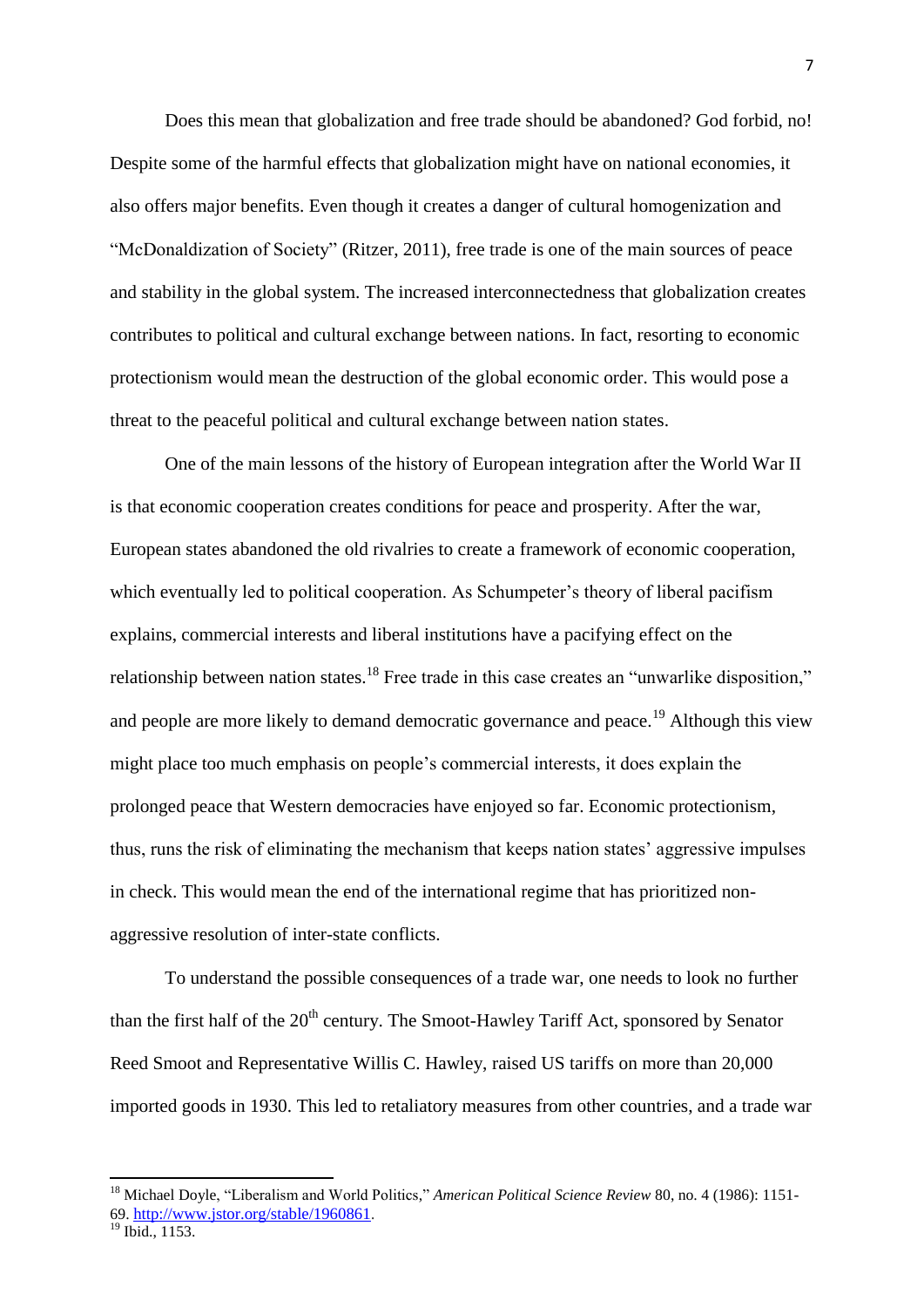Does this mean that globalization and free trade should be abandoned? God forbid, no! Despite some of the harmful effects that globalization might have on national economies, it also offers major benefits. Even though it creates a danger of cultural homogenization and "McDonaldization of Society" (Ritzer, 2011), free trade is one of the main sources of peace and stability in the global system. The increased interconnectedness that globalization creates contributes to political and cultural exchange between nations. In fact, resorting to economic protectionism would mean the destruction of the global economic order. This would pose a threat to the peaceful political and cultural exchange between nation states.

One of the main lessons of the history of European integration after the World War II is that economic cooperation creates conditions for peace and prosperity. After the war, European states abandoned the old rivalries to create a framework of economic cooperation, which eventually led to political cooperation. As Schumpeter's theory of liberal pacifism explains, commercial interests and liberal institutions have a pacifying effect on the relationship between nation states.[18] Free trade in this case creates an "unwarlike disposition," and people are more likely to demand democratic governance and peace.[19] Although this view might place too much emphasis on people's commercial interests, it does explain the prolonged peace that Western democracies have enjoyed so far. Economic protectionism, thus, runs the risk of eliminating the mechanism that keeps nation states' aggressive impulses in check. This would mean the end of the international regime that has prioritized non-aggressive resolution of inter-state conflicts.

To understand the possible consequences of a trade war, one needs to look no further than the first half of the 20th century. The Smoot-Hawley Tariff Act, sponsored by Senator Reed Smoot and Representative Willis C. Hawley, raised US tariffs on more than 20,000 imported goods in 1930. This led to retaliatory measures from other countries, and a trade war

---

[18] Michael Doyle, "Liberalism and World Politics," *American Political Science Review* 80, no. 4 (1986): 1151-69. http://www.jstor.org/stable/1960861.

[19] Ibid., 1153.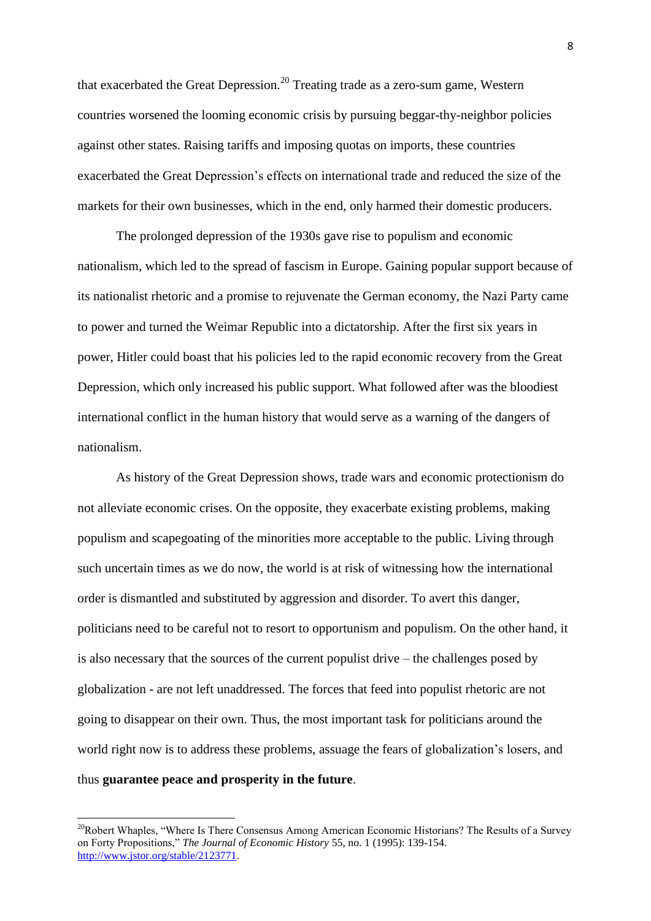that exacerbated the Great Depression.[20] Treating trade as a zero-sum game, Western countries worsened the looming economic crisis by pursuing beggar-thy-neighbor policies against other states. Raising tariffs and imposing quotas on imports, these countries exacerbated the Great Depression's effects on international trade and reduced the size of the markets for their own businesses, which in the end, only harmed their domestic producers.

The prolonged depression of the 1930s gave rise to populism and economic nationalism, which led to the spread of fascism in Europe. Gaining popular support because of its nationalist rhetoric and a promise to rejuvenate the German economy, the Nazi Party came to power and turned the Weimar Republic into a dictatorship. After the first six years in power, Hitler could boast that his policies led to the rapid economic recovery from the Great Depression, which only increased his public support. What followed after was the bloodiest international conflict in the human history that would serve as a warning of the dangers of nationalism.

As history of the Great Depression shows, trade wars and economic protectionism do not alleviate economic crises. On the opposite, they exacerbate existing problems, making populism and scapegoating of the minorities more acceptable to the public. Living through such uncertain times as we do now, the world is at risk of witnessing how the international order is dismantled and substituted by aggression and disorder. To avert this danger, politicians need to be careful not to resort to opportunism and populism. On the other hand, it is also necessary that the sources of the current populist drive – the challenges posed by globalization - are not left unaddressed. The forces that feed into populist rhetoric are not going to disappear on their own. Thus, the most important task for politicians around the world right now is to address these problems, assuage the fears of globalization's losers, and thus **guarantee peace and prosperity in the future**.

---

[20] Robert Whaples, "Where Is There Consensus Among American Economic Historians? The Results of a Survey on Forty Propositions," *The Journal of Economic History* 55, no. 1 (1995): 139-154. http://www.jstor.org/stable/2123771.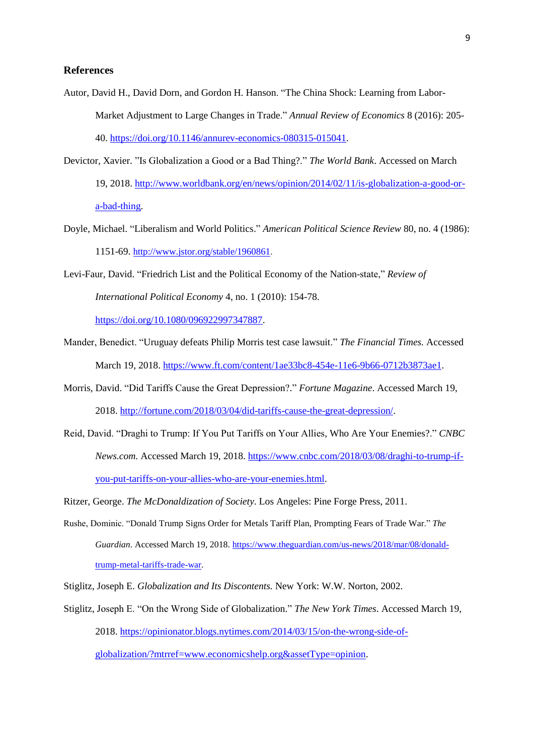**References**

Autor, David H., David Dorn, and Gordon H. Hanson. "The China Shock: Learning from Labor-Market Adjustment to Large Changes in Trade." *Annual Review of Economics* 8 (2016): 205-40. https://doi.org/10.1146/annurev-economics-080315-015041.

Devictor, Xavier. "Is Globalization a Good or a Bad Thing?." *The World Bank*. Accessed on March 19, 2018. http://www.worldbank.org/en/news/opinion/2014/02/11/is-globalization-a-good-or-a-bad-thing.

Doyle, Michael. "Liberalism and World Politics." *American Political Science Review* 80, no. 4 (1986): 1151-69. http://www.jstor.org/stable/1960861.

Levi-Faur, David. "Friedrich List and the Political Economy of the Nation-state," *Review of International Political Economy* 4, no. 1 (2010): 154-78. https://doi.org/10.1080/096922997347887.

Mander, Benedict. "Uruguay defeats Philip Morris test case lawsuit." *The Financial Times.* Accessed March 19, 2018. https://www.ft.com/content/1ae33bc8-454e-11e6-9b66-0712b3873ae1.

Morris, David. "Did Tariffs Cause the Great Depression?." *Fortune Magazine*. Accessed March 19, 2018. http://fortune.com/2018/03/04/did-tariffs-cause-the-great-depression/.

Reid, David. "Draghi to Trump: If You Put Tariffs on Your Allies, Who Are Your Enemies?." *CNBC News.com.* Accessed March 19, 2018. https://www.cnbc.com/2018/03/08/draghi-to-trump-if-you-put-tariffs-on-your-allies-who-are-your-enemies.html.

Ritzer, George. *The McDonaldization of Society*. Los Angeles: Pine Forge Press, 2011.

Rushe, Dominic. "Donald Trump Signs Order for Metals Tariff Plan, Prompting Fears of Trade War." *The Guardian*. Accessed March 19, 2018. https://www.theguardian.com/us-news/2018/mar/08/donald-trump-metal-tariffs-trade-war.

Stiglitz, Joseph E. *Globalization and Its Discontents.* New York: W.W. Norton, 2002.

Stiglitz, Joseph E. "On the Wrong Side of Globalization." *The New York Times*. Accessed March 19, 2018. https://opinionator.blogs.nytimes.com/2014/03/15/on-the-wrong-side-of-globalization/?mtrref=www.economicshelp.org&assetType=opinion.